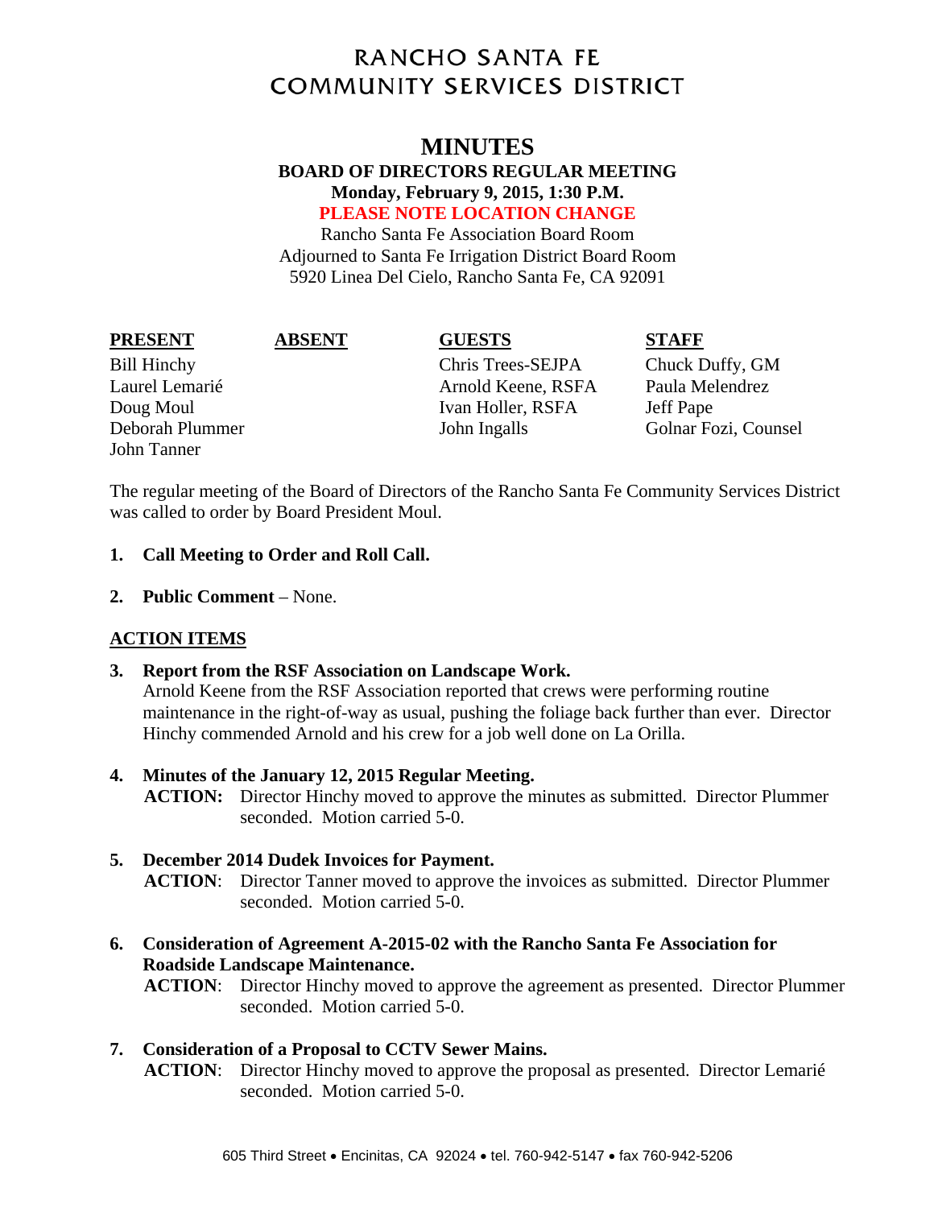# RANCHO SANTA FE
# COMMUNITY SERVICES DISTRICT

## MINUTES

**BOARD OF DIRECTORS REGULAR MEETING**
**Monday, February 9, 2015, 1:30 P.M.**
**PLEASE NOTE LOCATION CHANGE**
Rancho Santa Fe Association Board Room
Adjourned to Santa Fe Irrigation District Board Room
5920 Linea Del Cielo, Rancho Santa Fe, CA 92091

| PRESENT | ABSENT | GUESTS | STAFF |
|---|---|---|---|
| Bill Hinchy | | Chris Trees-SEJPA | Chuck Duffy, GM |
| Laurel Lemarié | | Arnold Keene, RSFA | Paula Melendrez |
| Doug Moul | | Ivan Holler, RSFA | Jeff Pape |
| Deborah Plummer | | John Ingalls | Golnar Fozi, Counsel |
| John Tanner | | | |

The regular meeting of the Board of Directors of the Rancho Santa Fe Community Services District was called to order by Board President Moul.

1. **Call Meeting to Order and Roll Call.**

2. **Public Comment** – None.

**ACTION ITEMS**

3. **Report from the RSF Association on Landscape Work.**
   Arnold Keene from the RSF Association reported that crews were performing routine maintenance in the right-of-way as usual, pushing the foliage back further than ever. Director Hinchy commended Arnold and his crew for a job well done on La Orilla.

4. **Minutes of the January 12, 2015 Regular Meeting.**
   **ACTION:** Director Hinchy moved to approve the minutes as submitted. Director Plummer seconded. Motion carried 5-0.

5. **December 2014 Dudek Invoices for Payment.**
   **ACTION**: Director Tanner moved to approve the invoices as submitted. Director Plummer seconded. Motion carried 5-0.

6. **Consideration of Agreement A-2015-02 with the Rancho Santa Fe Association for Roadside Landscape Maintenance.**
   **ACTION**: Director Hinchy moved to approve the agreement as presented. Director Plummer seconded. Motion carried 5-0.

7. **Consideration of a Proposal to CCTV Sewer Mains.**
   **ACTION**: Director Hinchy moved to approve the proposal as presented. Director Lemarié seconded. Motion carried 5-0.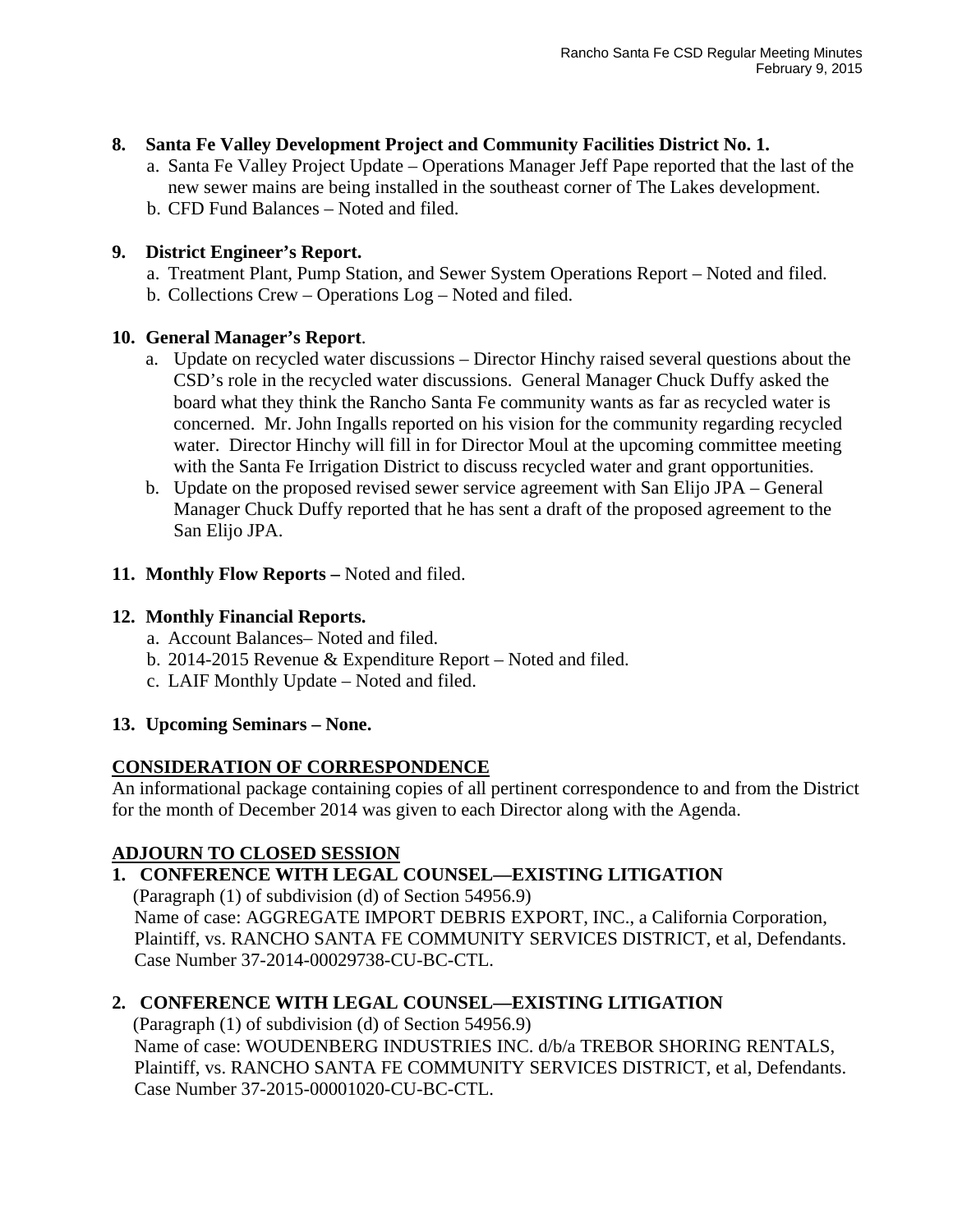**8. Santa Fe Valley Development Project and Community Facilities District No. 1.**

a. Santa Fe Valley Project Update – Operations Manager Jeff Pape reported that the last of the new sewer mains are being installed in the southeast corner of The Lakes development.

b. CFD Fund Balances – Noted and filed.

**9. District Engineer's Report.**

a. Treatment Plant, Pump Station, and Sewer System Operations Report – Noted and filed.

b. Collections Crew – Operations Log – Noted and filed.

**10. General Manager's Report**.

a. Update on recycled water discussions – Director Hinchy raised several questions about the CSD's role in the recycled water discussions. General Manager Chuck Duffy asked the board what they think the Rancho Santa Fe community wants as far as recycled water is concerned. Mr. John Ingalls reported on his vision for the community regarding recycled water. Director Hinchy will fill in for Director Moul at the upcoming committee meeting with the Santa Fe Irrigation District to discuss recycled water and grant opportunities.

b. Update on the proposed revised sewer service agreement with San Elijo JPA – General Manager Chuck Duffy reported that he has sent a draft of the proposed agreement to the San Elijo JPA.

**11. Monthly Flow Reports –** Noted and filed.

**12. Monthly Financial Reports.**

a. Account Balances– Noted and filed.

b. 2014-2015 Revenue & Expenditure Report – Noted and filed.

c. LAIF Monthly Update – Noted and filed.

**13. Upcoming Seminars – None.**

**CONSIDERATION OF CORRESPONDENCE**

An informational package containing copies of all pertinent correspondence to and from the District for the month of December 2014 was given to each Director along with the Agenda.

**ADJOURN TO CLOSED SESSION**

**1. CONFERENCE WITH LEGAL COUNSEL—EXISTING LITIGATION**

(Paragraph (1) of subdivision (d) of Section 54956.9)
Name of case: AGGREGATE IMPORT DEBRIS EXPORT, INC., a California Corporation, Plaintiff, vs. RANCHO SANTA FE COMMUNITY SERVICES DISTRICT, et al, Defendants. Case Number 37-2014-00029738-CU-BC-CTL.

**2. CONFERENCE WITH LEGAL COUNSEL—EXISTING LITIGATION**

(Paragraph (1) of subdivision (d) of Section 54956.9)
Name of case: WOUDENBERG INDUSTRIES INC. d/b/a TREBOR SHORING RENTALS, Plaintiff, vs. RANCHO SANTA FE COMMUNITY SERVICES DISTRICT, et al, Defendants. Case Number 37-2015-00001020-CU-BC-CTL.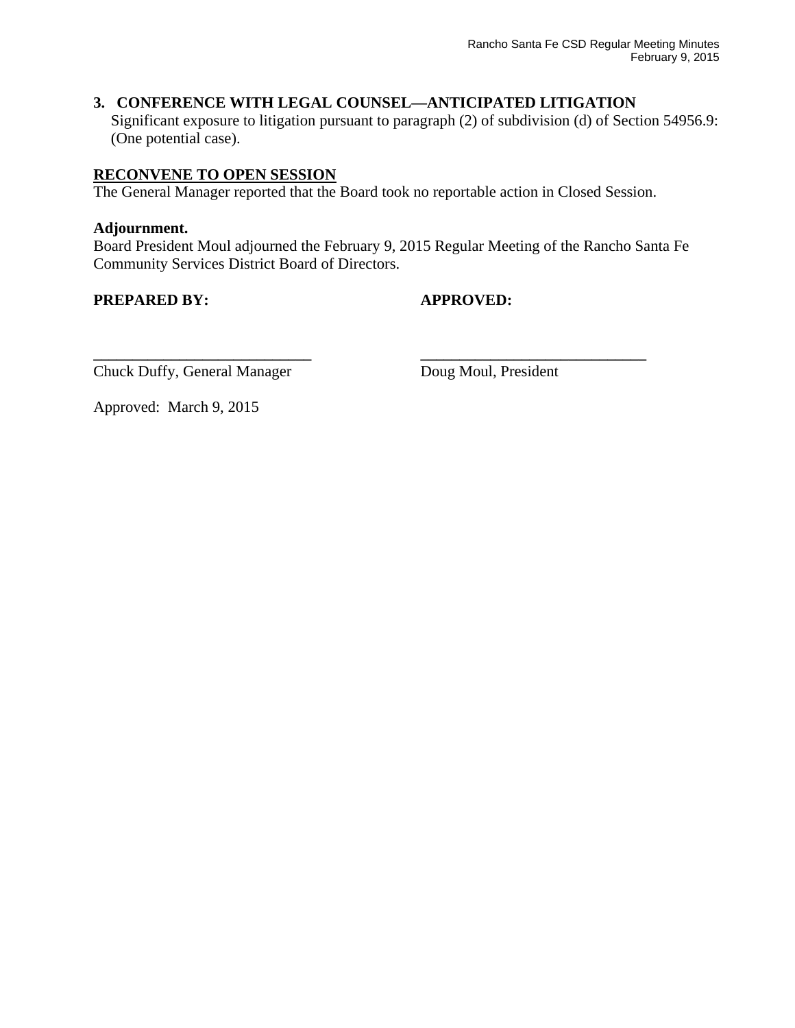**3. CONFERENCE WITH LEGAL COUNSEL—ANTICIPATED LITIGATION**
Significant exposure to litigation pursuant to paragraph (2) of subdivision (d) of Section 54956.9: (One potential case).

**RECONVENE TO OPEN SESSION**
The General Manager reported that the Board took no reportable action in Closed Session.

**Adjournment.**
Board President Moul adjourned the February 9, 2015 Regular Meeting of the Rancho Santa Fe Community Services District Board of Directors.

| PREPARED BY: | APPROVED: |
|---|---|
| ___________________________ | ___________________________ |
| Chuck Duffy, General Manager | Doug Moul, President |

Approved: March 9, 2015